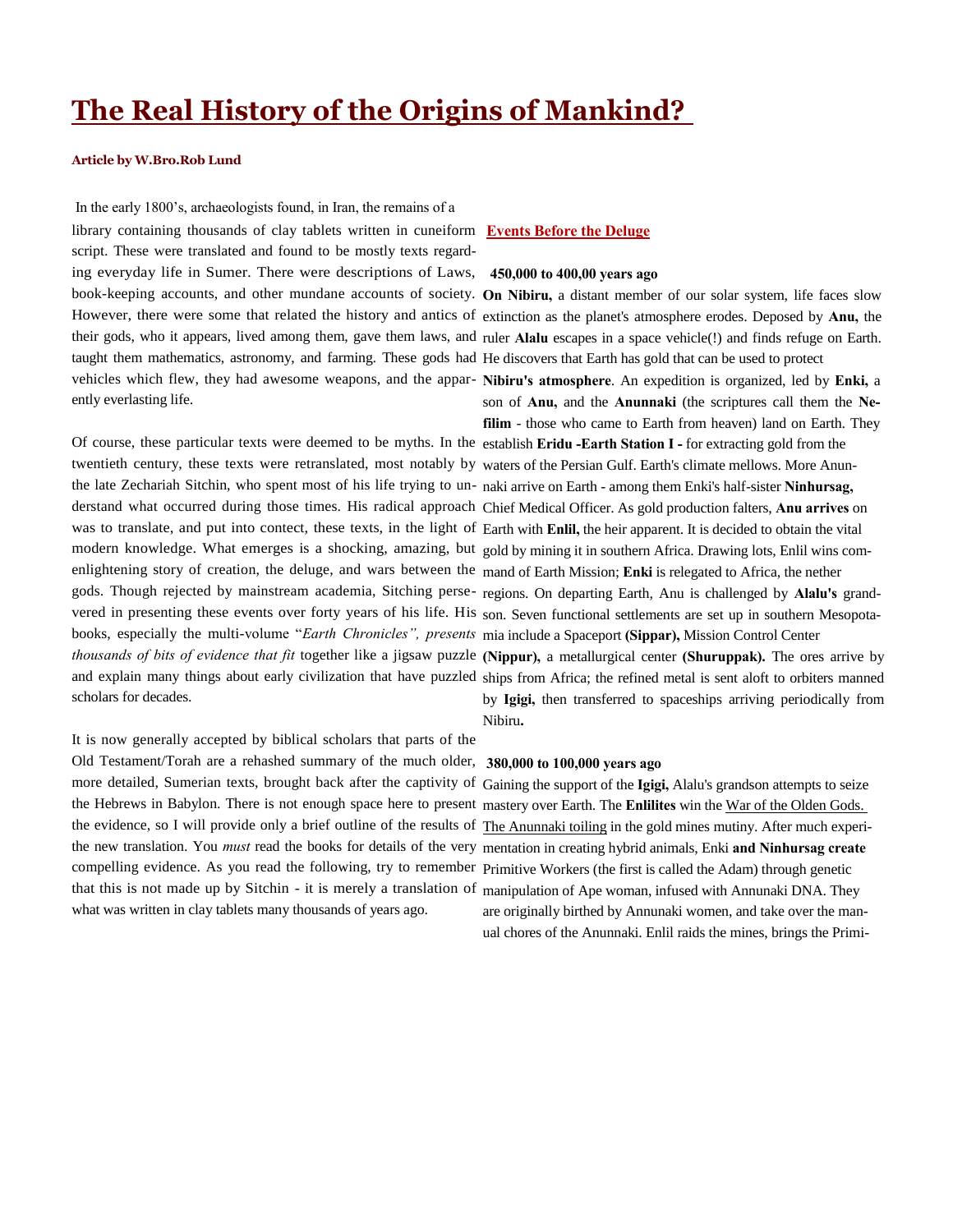# The Real History of the Origins of Mankind?

**Article by W.Bro.Rob Lund**

In the early 1800's, archaeologists found, in Iran, the remains of a library containing thousands of clay tablets written in cuneiform script. These were translated and found to be mostly texts regarding everyday life in Sumer. There were descriptions of Laws, book-keeping accounts, and other mundane accounts of society. However, there were some that related the history and antics of their gods, who it appears, lived among them, gave them laws, and taught them mathematics, astronomy, and farming. These gods had vehicles which flew, they had awesome weapons, and the apparently everlasting life.

Of course, these particular texts were deemed to be myths. In the twentieth century, these texts were retranslated, most notably by the late Zechariah Sitchin, who spent most of his life trying to understand what occurred during those times. His radical approach was to translate, and put into contect, these texts, in the light of modern knowledge. What emerges is a shocking, amazing, but enlightening story of creation, the deluge, and wars between the gods. Though rejected by mainstream academia, Sitching persevered in presenting these events over forty years of his life. His books, especially the multi-volume "*Earth Chronicles", presents thousands of bits of evidence that fit* together like a jigsaw puzzle and explain many things about early civilization that have puzzled scholars for decades.

It is now generally accepted by biblical scholars that parts of the Old Testament/Torah are a rehashed summary of the much older, more detailed, Sumerian texts, brought back after the captivity of the Hebrews in Babylon. There is not enough space here to present the evidence, so I will provide only a brief outline of the results of the new translation. You *must* read the books for details of the very compelling evidence. As you read the following, try to remember that this is not made up by Sitchin - it is merely a translation of what was written in clay tablets many thousands of years ago.

## Events Before the Deluge

**450,000 to 400,00 years ago**

**On Nibiru,** a distant member of our solar system, life faces slow extinction as the planet's atmosphere erodes. Deposed by **Anu,** the ruler **Alalu** escapes in a space vehicle(!) and finds refuge on Earth. He discovers that Earth has gold that can be used to protect **Nibiru's atmosphere**. An expedition is organized, led by **Enki,** a son of **Anu,** and the **Anunnaki** (the scriptures call them the **Nefilim** - those who came to Earth from heaven) land on Earth. They establish **Eridu -Earth Station I -** for extracting gold from the waters of the Persian Gulf. Earth's climate mellows. More Anunnaki arrive on Earth - among them Enki's half-sister **Ninhursag,** Chief Medical Officer. As gold production falters, **Anu arrives** on Earth with **Enlil,** the heir apparent. It is decided to obtain the vital gold by mining it in southern Africa. Drawing lots, Enlil wins command of Earth Mission; **Enki** is relegated to Africa, the nether regions. On departing Earth, Anu is challenged by **Alalu's** grandson. Seven functional settlements are set up in southern Mesopotamia include a Spaceport **(Sippar),** Mission Control Center **(Nippur),** a metallurgical center **(Shuruppak).** The ores arrive by ships from Africa; the refined metal is sent aloft to orbiters manned by **Igigi,** then transferred to spaceships arriving periodically from Nibiru**.**

**380,000 to 100,000 years ago**

Gaining the support of the **Igigi,** Alalu's grandson attempts to seize mastery over Earth. The **Enlilites** win the War of the Olden Gods. The Anunnaki toiling in the gold mines mutiny. After much experimentation in creating hybrid animals, Enki **and Ninhursag create** Primitive Workers (the first is called the Adam) through genetic manipulation of Ape woman, infused with Annunaki DNA. They are originally birthed by Annunaki women, and take over the manual chores of the Anunnaki. Enlil raids the mines, brings the Primi-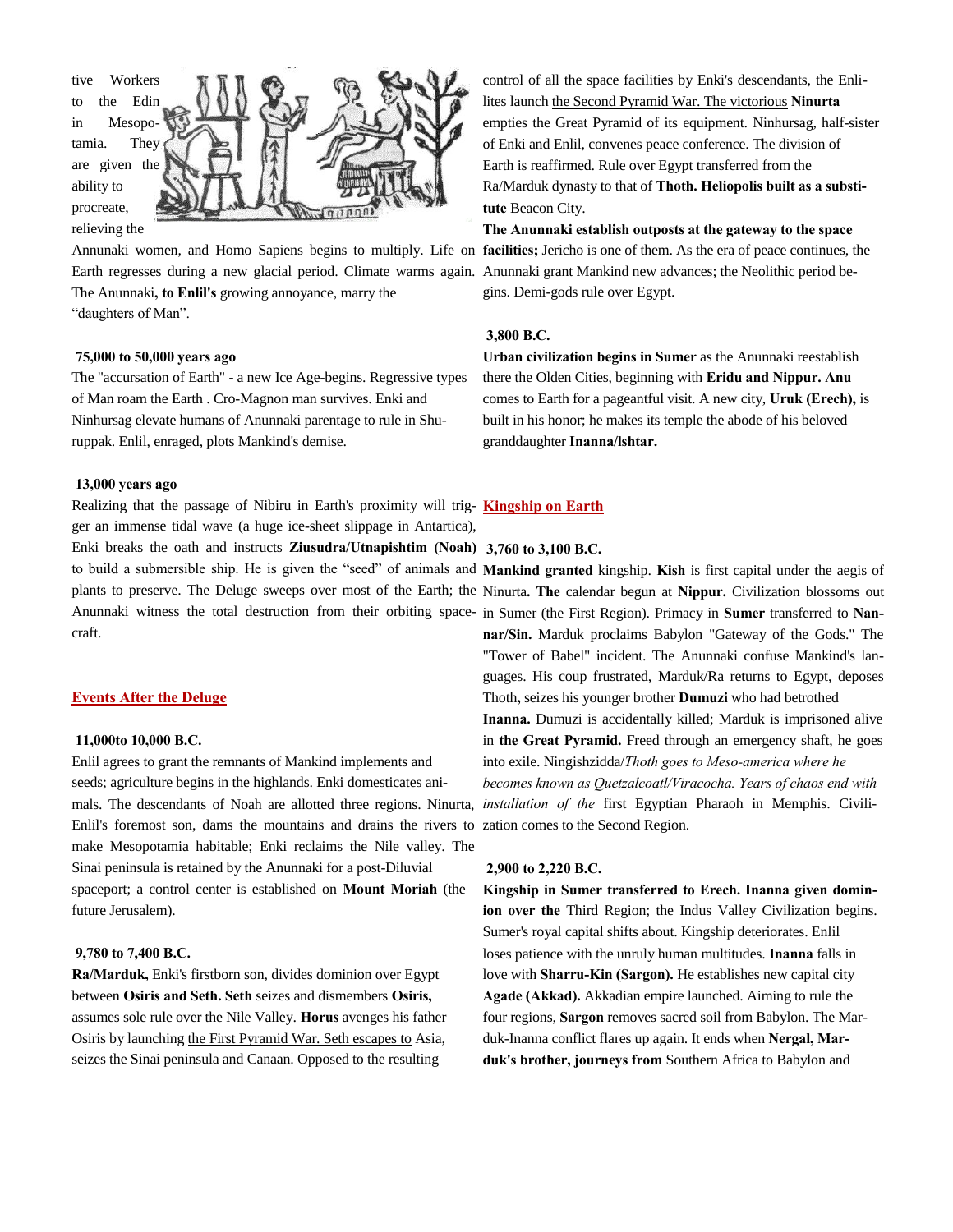tive Workers to the Edin in Mesopotamia. They are given the ability to procreate, relieving the Annunaki women, and Homo Sapiens begins to multiply. Life on Earth regresses during a new glacial period. Climate warms again. The Anunnaki**, to Enlil's** growing annoyance, marry the "daughters of Man".

**75,000 to 50,000 years ago**

The "accursation of Earth" - a new Ice Age-begins. Regressive types of Man roam the Earth . Cro-Magnon man survives. Enki and Ninhursag elevate humans of Anunnaki parentage to rule in Shuruppak. Enlil, enraged, plots Mankind's demise.

**13,000 years ago**

Realizing that the passage of Nibiru in Earth's proximity will trigger an immense tidal wave (a huge ice-sheet slippage in Antartica), Enki breaks the oath and instructs **Ziusudra/Utnapishtim (Noah)** to build a submersible ship. He is given the "seed" of animals and plants to preserve. The Deluge sweeps over most of the Earth; the Anunnaki witness the total destruction from their orbiting spacecraft.

## Events After the Deluge

**11,000to 10,000 B.C.**

Enlil agrees to grant the remnants of Mankind implements and seeds; agriculture begins in the highlands. Enki domesticates animals. The descendants of Noah are allotted three regions. Ninurta, Enlil's foremost son, dams the mountains and drains the rivers to make Mesopotamia habitable; Enki reclaims the Nile valley. The Sinai peninsula is retained by the Anunnaki for a post-Diluvial spaceport; a control center is established on **Mount Moriah** (the future Jerusalem).

**9,780 to 7,400 B.C.**

**Ra/Marduk,** Enki's firstborn son, divides dominion over Egypt between **Osiris and Seth. Seth** seizes and dismembers **Osiris,** assumes sole rule over the Nile Valley. **Horus** avenges his father Osiris by launching the First Pyramid War. Seth escapes to Asia, seizes the Sinai peninsula and Canaan. Opposed to the resulting control of all the space facilities by Enki's descendants, the Enlilites launch the Second Pyramid War. The victorious **Ninurta** empties the Great Pyramid of its equipment. Ninhursag, half-sister of Enki and Enlil, convenes peace conference. The division of Earth is reaffirmed. Rule over Egypt transferred from the Ra/Marduk dynasty to that of **Thoth. Heliopolis built as a substitute** Beacon City.

**The Anunnaki establish outposts at the gateway to the space facilities;** Jericho is one of them. As the era of peace continues, the Anunnaki grant Mankind new advances; the Neolithic period begins. Demi-gods rule over Egypt.

**3,800 B.C.**

**Urban civilization begins in Sumer** as the Anunnaki reestablish there the Olden Cities, beginning with **Eridu and Nippur. Anu** comes to Earth for a pageantful visit. A new city, **Uruk (Erech),** is built in his honor; he makes its temple the abode of his beloved granddaughter **Inanna/Ishtar.**

## Kingship on Earth

**3,760 to 3,100 B.C.**

**Mankind granted** kingship. **Kish** is first capital under the aegis of Ninurta**. The** calendar begun at **Nippur.** Civilization blossoms out in Sumer (the First Region). Primacy in **Sumer** transferred to **Nannar/Sin.** Marduk proclaims Babylon "Gateway of the Gods." The "Tower of Babel" incident. The Anunnaki confuse Mankind's languages. His coup frustrated, Marduk/Ra returns to Egypt, deposes Thoth**,** seizes his younger brother **Dumuzi** who had betrothed **Inanna.** Dumuzi is accidentally killed; Marduk is imprisoned alive in **the Great Pyramid.** Freed through an emergency shaft, he goes into exile. Ningishzidda/*Thoth goes to Meso-america where he becomes known as Quetzalcoatl/Viracocha. Years of chaos end with installation of the* first Egyptian Pharaoh in Memphis. Civilization comes to the Second Region.

**2,900 to 2,220 B.C.**

**Kingship in Sumer transferred to Erech. Inanna given dominion over the** Third Region; the Indus Valley Civilization begins. Sumer's royal capital shifts about. Kingship deteriorates. Enlil loses patience with the unruly human multitudes. **Inanna** falls in love with **Sharru-Kin (Sargon).** He establishes new capital city **Agade (Akkad).** Akkadian empire launched. Aiming to rule the four regions, **Sargon** removes sacred soil from Babylon. The Marduk-Inanna conflict flares up again. It ends when **Nergal, Marduk's brother, journeys from** Southern Africa to Babylon and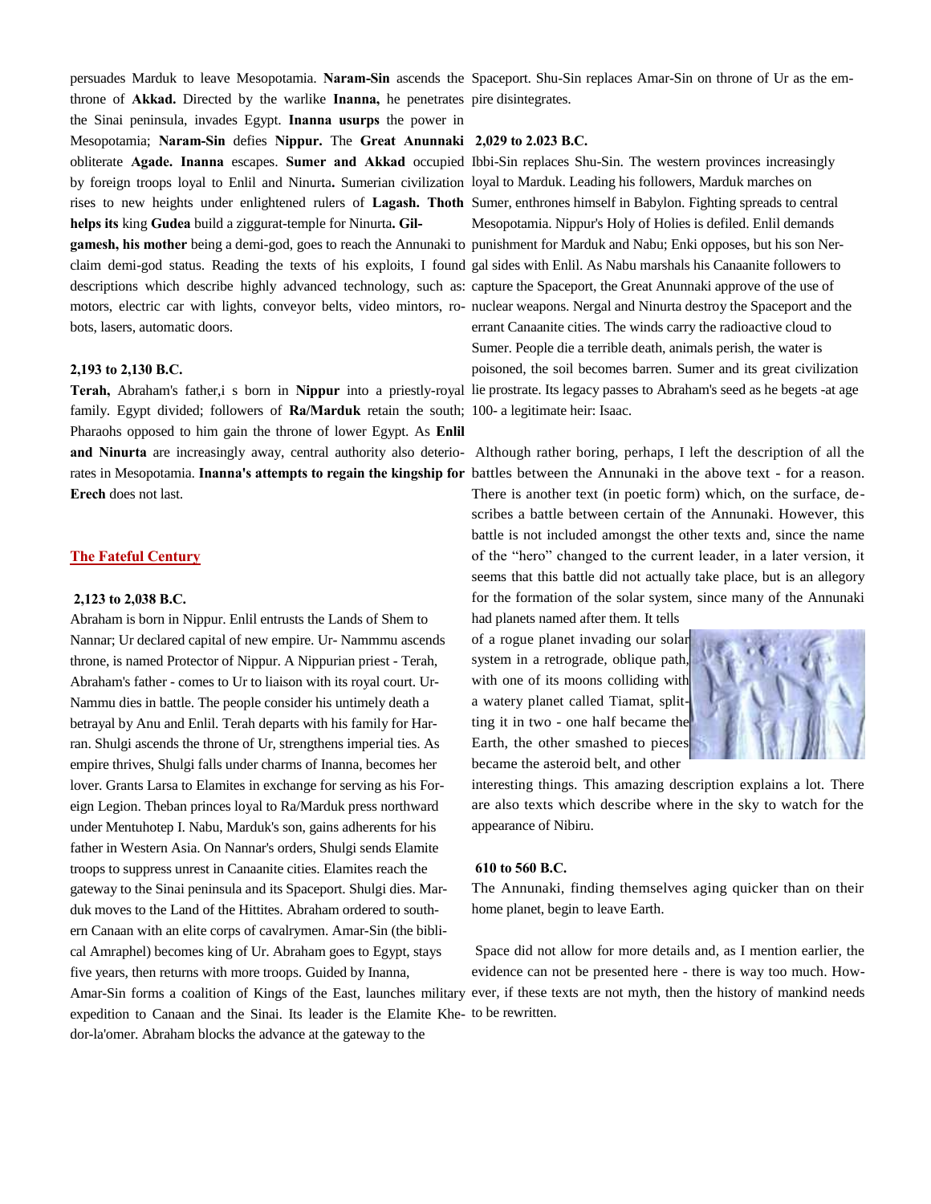persuades Marduk to leave Mesopotamia. **Naram-Sin** ascends the throne of **Akkad.** Directed by the warlike **Inanna,** he penetrates the Sinai peninsula, invades Egypt. **Inanna usurps** the power in Mesopotamia; **Naram-Sin** defies **Nippur.** The **Great Anunnaki** obliterate **Agade. Inanna** escapes. **Sumer and Akkad** occupied by foreign troops loyal to Enlil and Ninurta**.** Sumerian civilization rises to new heights under enlightened rulers of **Lagash. Thoth helps its** king **Gudea** build a ziggurat-temple for Ninurta**. Gilgamesh, his mother** being a demi-god, goes to reach the Annunaki to claim demi-god status. Reading the texts of his exploits, I found descriptions which describe highly advanced technology, such as: motors, electric car with lights, conveyor belts, video mintors, robots, lasers, automatic doors.

**2,193 to 2,130 B.C.**

**Terah,** Abraham's father,i s born in **Nippur** into a priestly-royal family. Egypt divided; followers of **Ra/Marduk** retain the south; Pharaohs opposed to him gain the throne of lower Egypt. As **Enlil and Ninurta** are increasingly away, central authority also deteriorates in Mesopotamia. **Inanna's attempts to regain the kingship for Erech** does not last.

## The Fateful Century

**2,123 to 2,038 B.C.**

Abraham is born in Nippur. Enlil entrusts the Lands of Shem to Nannar; Ur declared capital of new empire. Ur- Nammmu ascends throne, is named Protector of Nippur. A Nippurian priest - Terah, Abraham's father - comes to Ur to liaison with its royal court. Ur-Nammu dies in battle. The people consider his untimely death a betrayal by Anu and Enlil. Terah departs with his family for Harran. Shulgi ascends the throne of Ur, strengthens imperial ties. As empire thrives, Shulgi falls under charms of Inanna, becomes her lover. Grants Larsa to Elamites in exchange for serving as his Foreign Legion. Theban princes loyal to Ra/Marduk press northward under Mentuhotep I. Nabu, Marduk's son, gains adherents for his father in Western Asia. On Nannar's orders, Shulgi sends Elamite troops to suppress unrest in Canaanite cities. Elamites reach the gateway to the Sinai peninsula and its Spaceport. Shulgi dies. Marduk moves to the Land of the Hittites. Abraham ordered to southern Canaan with an elite corps of cavalrymen. Amar-Sin (the biblical Amraphel) becomes king of Ur. Abraham goes to Egypt, stays five years, then returns with more troops. Guided by Inanna, Amar-Sin forms a coalition of Kings of the East, launches military expedition to Canaan and the Sinai. Its leader is the Elamite Khedor-la'omer. Abraham blocks the advance at the gateway to the Spaceport. Shu-Sin replaces Amar-Sin on throne of Ur as the empire disintegrates.

**2,029 to 2.023 B.C.**

Ibbi-Sin replaces Shu-Sin. The western provinces increasingly loyal to Marduk. Leading his followers, Marduk marches on Sumer, enthrones himself in Babylon. Fighting spreads to central Mesopotamia. Nippur's Holy of Holies is defiled. Enlil demands punishment for Marduk and Nabu; Enki opposes, but his son Nergal sides with Enlil. As Nabu marshals his Canaanite followers to capture the Spaceport, the Great Anunnaki approve of the use of nuclear weapons. Nergal and Ninurta destroy the Spaceport and the errant Canaanite cities. The winds carry the radioactive cloud to Sumer. People die a terrible death, animals perish, the water is poisoned, the soil becomes barren. Sumer and its great civilization lie prostrate. Its legacy passes to Abraham's seed as he begets -at age 100- a legitimate heir: Isaac.

Although rather boring, perhaps, I left the description of all the battles between the Annunaki in the above text - for a reason. There is another text (in poetic form) which, on the surface, describes a battle between certain of the Annunaki. However, this battle is not included amongst the other texts and, since the name of the "hero" changed to the current leader, in a later version, it seems that this battle did not actually take place, but is an allegory for the formation of the solar system, since many of the Annunaki had planets named after them. It tells of a rogue planet invading our solar system in a retrograde, oblique path, with one of its moons colliding with a watery planet called Tiamat, splitting it in two - one half became the Earth, the other smashed to pieces became the asteroid belt, and other interesting things. This amazing description explains a lot. There are also texts which describe where in the sky to watch for the appearance of Nibiru.

**610 to 560 B.C.**

The Annunaki, finding themselves aging quicker than on their home planet, begin to leave Earth.

Space did not allow for more details and, as I mention earlier, the evidence can not be presented here - there is way too much. However, if these texts are not myth, then the history of mankind needs to be rewritten.